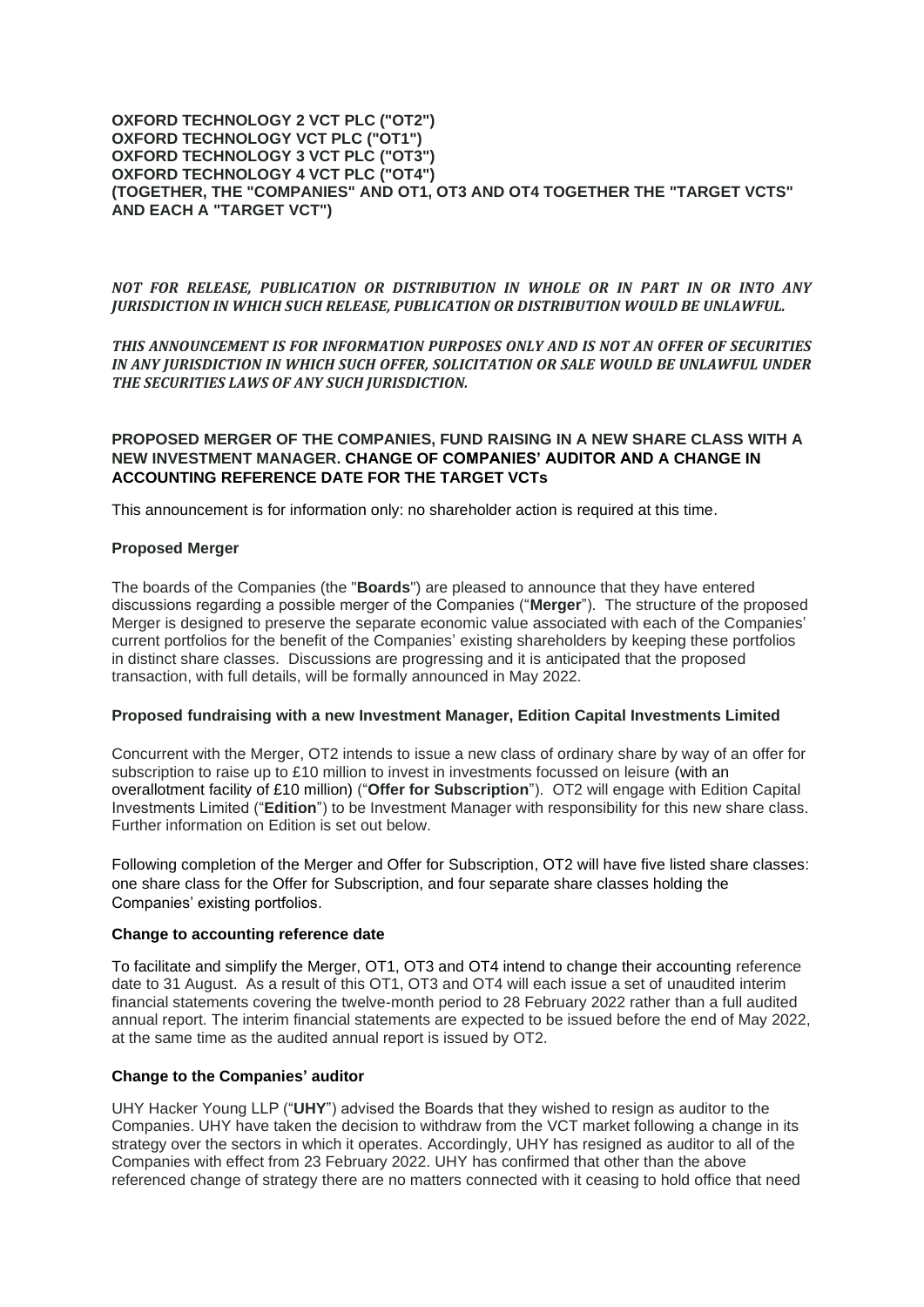**OXFORD TECHNOLOGY 2 VCT PLC ("OT2")**
**OXFORD TECHNOLOGY VCT PLC ("OT1")**
**OXFORD TECHNOLOGY 3 VCT PLC ("OT3")**
**OXFORD TECHNOLOGY 4 VCT PLC ("OT4")**
**(TOGETHER, THE "COMPANIES" AND OT1, OT3 AND OT4 TOGETHER THE "TARGET VCTS" AND EACH A "TARGET VCT")**

***NOT FOR RELEASE, PUBLICATION OR DISTRIBUTION IN WHOLE OR IN PART IN OR INTO ANY JURISDICTION IN WHICH SUCH RELEASE, PUBLICATION OR DISTRIBUTION WOULD BE UNLAWFUL.***

***THIS ANNOUNCEMENT IS FOR INFORMATION PURPOSES ONLY AND IS NOT AN OFFER OF SECURITIES IN ANY JURISDICTION IN WHICH SUCH OFFER, SOLICITATION OR SALE WOULD BE UNLAWFUL UNDER THE SECURITIES LAWS OF ANY SUCH JURISDICTION.***

**PROPOSED MERGER OF THE COMPANIES, FUND RAISING IN A NEW SHARE CLASS WITH A NEW INVESTMENT MANAGER. CHANGE OF COMPANIES' AUDITOR AND A CHANGE IN ACCOUNTING REFERENCE DATE FOR THE TARGET VCTs**

This announcement is for information only: no shareholder action is required at this time.

**Proposed Merger**

The boards of the Companies (the "**Boards**") are pleased to announce that they have entered discussions regarding a possible merger of the Companies ("**Merger**"). The structure of the proposed Merger is designed to preserve the separate economic value associated with each of the Companies' current portfolios for the benefit of the Companies' existing shareholders by keeping these portfolios in distinct share classes. Discussions are progressing and it is anticipated that the proposed transaction, with full details, will be formally announced in May 2022.

**Proposed fundraising with a new Investment Manager, Edition Capital Investments Limited**

Concurrent with the Merger, OT2 intends to issue a new class of ordinary share by way of an offer for subscription to raise up to £10 million to invest in investments focussed on leisure (with an overallotment facility of £10 million) ("**Offer for Subscription**"). OT2 will engage with Edition Capital Investments Limited ("**Edition**") to be Investment Manager with responsibility for this new share class. Further information on Edition is set out below.

Following completion of the Merger and Offer for Subscription, OT2 will have five listed share classes: one share class for the Offer for Subscription, and four separate share classes holding the Companies' existing portfolios.

**Change to accounting reference date**

To facilitate and simplify the Merger, OT1, OT3 and OT4 intend to change their accounting reference date to 31 August. As a result of this OT1, OT3 and OT4 will each issue a set of unaudited interim financial statements covering the twelve-month period to 28 February 2022 rather than a full audited annual report. The interim financial statements are expected to be issued before the end of May 2022, at the same time as the audited annual report is issued by OT2.

**Change to the Companies' auditor**

UHY Hacker Young LLP ("**UHY**") advised the Boards that they wished to resign as auditor to the Companies. UHY have taken the decision to withdraw from the VCT market following a change in its strategy over the sectors in which it operates. Accordingly, UHY has resigned as auditor to all of the Companies with effect from 23 February 2022. UHY has confirmed that other than the above referenced change of strategy there are no matters connected with it ceasing to hold office that need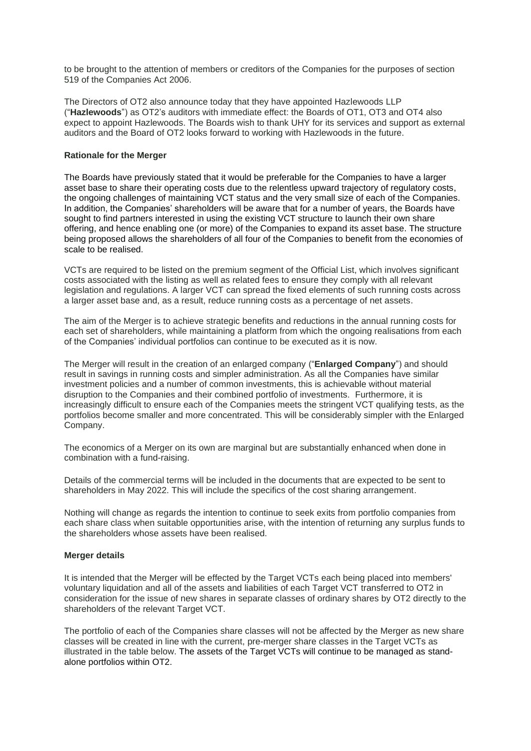to be brought to the attention of members or creditors of the Companies for the purposes of section 519 of the Companies Act 2006.

The Directors of OT2 also announce today that they have appointed Hazlewoods LLP ("**Hazlewoods**") as OT2's auditors with immediate effect: the Boards of OT1, OT3 and OT4 also expect to appoint Hazlewoods. The Boards wish to thank UHY for its services and support as external auditors and the Board of OT2 looks forward to working with Hazlewoods in the future.

**Rationale for the Merger**

The Boards have previously stated that it would be preferable for the Companies to have a larger asset base to share their operating costs due to the relentless upward trajectory of regulatory costs, the ongoing challenges of maintaining VCT status and the very small size of each of the Companies. In addition, the Companies' shareholders will be aware that for a number of years, the Boards have sought to find partners interested in using the existing VCT structure to launch their own share offering, and hence enabling one (or more) of the Companies to expand its asset base. The structure being proposed allows the shareholders of all four of the Companies to benefit from the economies of scale to be realised.

VCTs are required to be listed on the premium segment of the Official List, which involves significant costs associated with the listing as well as related fees to ensure they comply with all relevant legislation and regulations. A larger VCT can spread the fixed elements of such running costs across a larger asset base and, as a result, reduce running costs as a percentage of net assets.

The aim of the Merger is to achieve strategic benefits and reductions in the annual running costs for each set of shareholders, while maintaining a platform from which the ongoing realisations from each of the Companies' individual portfolios can continue to be executed as it is now.

The Merger will result in the creation of an enlarged company ("**Enlarged Company**") and should result in savings in running costs and simpler administration. As all the Companies have similar investment policies and a number of common investments, this is achievable without material disruption to the Companies and their combined portfolio of investments. Furthermore, it is increasingly difficult to ensure each of the Companies meets the stringent VCT qualifying tests, as the portfolios become smaller and more concentrated. This will be considerably simpler with the Enlarged Company.

The economics of a Merger on its own are marginal but are substantially enhanced when done in combination with a fund-raising.

Details of the commercial terms will be included in the documents that are expected to be sent to shareholders in May 2022. This will include the specifics of the cost sharing arrangement.

Nothing will change as regards the intention to continue to seek exits from portfolio companies from each share class when suitable opportunities arise, with the intention of returning any surplus funds to the shareholders whose assets have been realised.

**Merger details**

It is intended that the Merger will be effected by the Target VCTs each being placed into members' voluntary liquidation and all of the assets and liabilities of each Target VCT transferred to OT2 in consideration for the issue of new shares in separate classes of ordinary shares by OT2 directly to the shareholders of the relevant Target VCT.

The portfolio of each of the Companies share classes will not be affected by the Merger as new share classes will be created in line with the current, pre-merger share classes in the Target VCTs as illustrated in the table below. The assets of the Target VCTs will continue to be managed as stand-alone portfolios within OT2.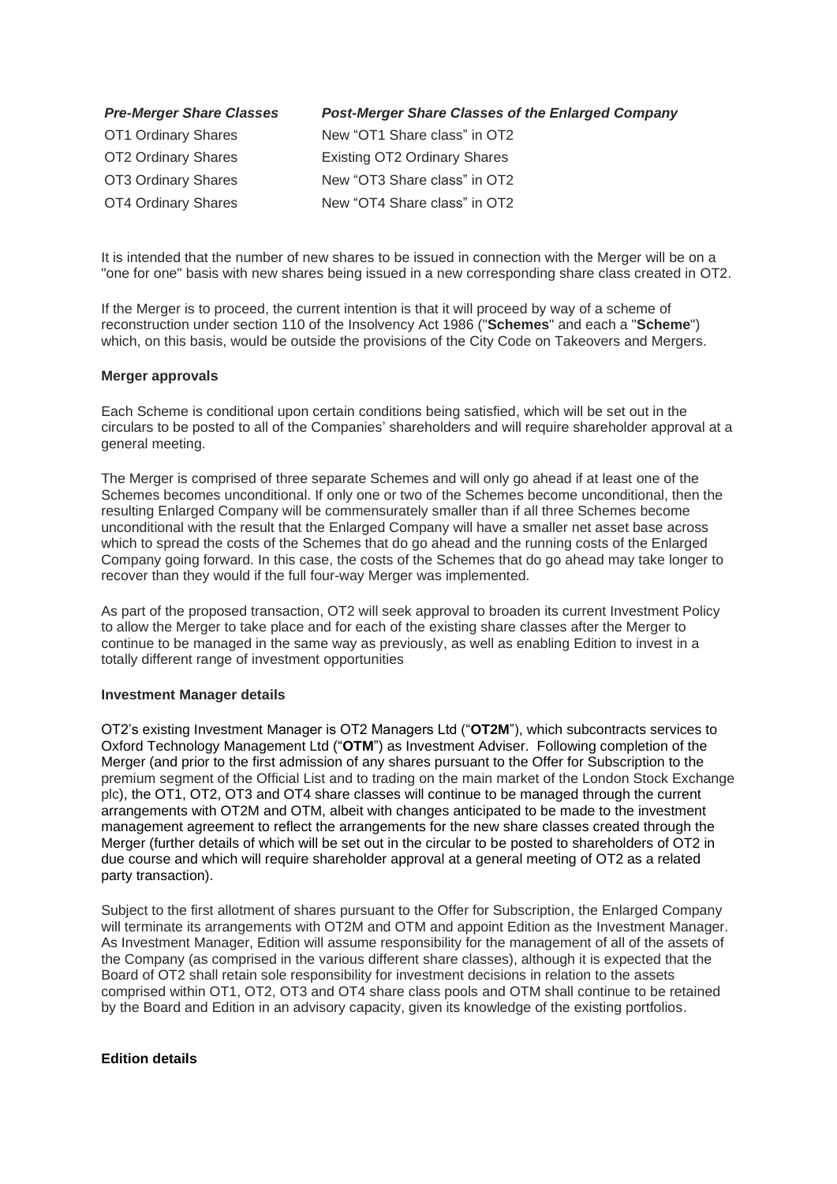| *Pre-Merger Share Classes* | *Post-Merger Share Classes of the Enlarged Company* |
| --- | --- |
| OT1 Ordinary Shares | New "OT1 Share class" in OT2 |
| OT2 Ordinary Shares | Existing OT2 Ordinary Shares |
| OT3 Ordinary Shares | New "OT3 Share class" in OT2 |
| OT4 Ordinary Shares | New "OT4 Share class" in OT2 |

It is intended that the number of new shares to be issued in connection with the Merger will be on a "one for one" basis with new shares being issued in a new corresponding share class created in OT2.

If the Merger is to proceed, the current intention is that it will proceed by way of a scheme of reconstruction under section 110 of the Insolvency Act 1986 ("**Schemes**" and each a "**Scheme**") which, on this basis, would be outside the provisions of the City Code on Takeovers and Mergers.

**Merger approvals**

Each Scheme is conditional upon certain conditions being satisfied, which will be set out in the circulars to be posted to all of the Companies' shareholders and will require shareholder approval at a general meeting.

The Merger is comprised of three separate Schemes and will only go ahead if at least one of the Schemes becomes unconditional. If only one or two of the Schemes become unconditional, then the resulting Enlarged Company will be commensurately smaller than if all three Schemes become unconditional with the result that the Enlarged Company will have a smaller net asset base across which to spread the costs of the Schemes that do go ahead and the running costs of the Enlarged Company going forward. In this case, the costs of the Schemes that do go ahead may take longer to recover than they would if the full four-way Merger was implemented.

As part of the proposed transaction, OT2 will seek approval to broaden its current Investment Policy to allow the Merger to take place and for each of the existing share classes after the Merger to continue to be managed in the same way as previously, as well as enabling Edition to invest in a totally different range of investment opportunities

**Investment Manager details**

OT2's existing Investment Manager is OT2 Managers Ltd ("**OT2M**"), which subcontracts services to Oxford Technology Management Ltd ("**OTM**") as Investment Adviser. Following completion of the Merger (and prior to the first admission of any shares pursuant to the Offer for Subscription to the premium segment of the Official List and to trading on the main market of the London Stock Exchange plc), the OT1, OT2, OT3 and OT4 share classes will continue to be managed through the current arrangements with OT2M and OTM, albeit with changes anticipated to be made to the investment management agreement to reflect the arrangements for the new share classes created through the Merger (further details of which will be set out in the circular to be posted to shareholders of OT2 in due course and which will require shareholder approval at a general meeting of OT2 as a related party transaction).

Subject to the first allotment of shares pursuant to the Offer for Subscription, the Enlarged Company will terminate its arrangements with OT2M and OTM and appoint Edition as the Investment Manager. As Investment Manager, Edition will assume responsibility for the management of all of the assets of the Company (as comprised in the various different share classes), although it is expected that the Board of OT2 shall retain sole responsibility for investment decisions in relation to the assets comprised within OT1, OT2, OT3 and OT4 share class pools and OTM shall continue to be retained by the Board and Edition in an advisory capacity, given its knowledge of the existing portfolios.

**Edition details**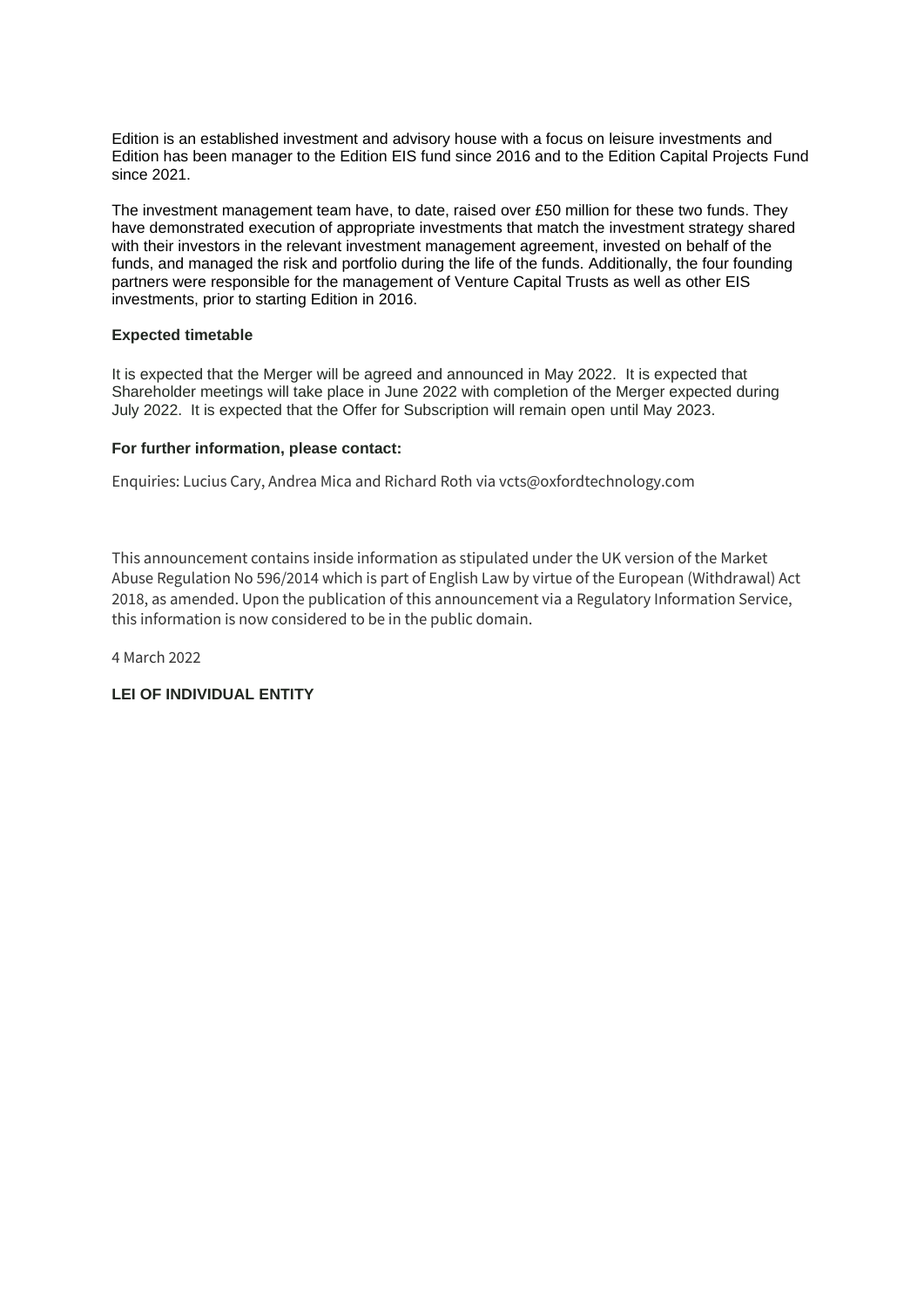Edition is an established investment and advisory house with a focus on leisure investments and Edition has been manager to the Edition EIS fund since 2016 and to the Edition Capital Projects Fund since 2021.

The investment management team have, to date, raised over £50 million for these two funds. They have demonstrated execution of appropriate investments that match the investment strategy shared with their investors in the relevant investment management agreement, invested on behalf of the funds, and managed the risk and portfolio during the life of the funds. Additionally, the four founding partners were responsible for the management of Venture Capital Trusts as well as other EIS investments, prior to starting Edition in 2016.

**Expected timetable**

It is expected that the Merger will be agreed and announced in May 2022. It is expected that Shareholder meetings will take place in June 2022 with completion of the Merger expected during July 2022. It is expected that the Offer for Subscription will remain open until May 2023.

**For further information, please contact:**

Enquiries: Lucius Cary, Andrea Mica and Richard Roth via vcts@oxfordtechnology.com

This announcement contains inside information as stipulated under the UK version of the Market Abuse Regulation No 596/2014 which is part of English Law by virtue of the European (Withdrawal) Act 2018, as amended. Upon the publication of this announcement via a Regulatory Information Service, this information is now considered to be in the public domain.

4 March 2022

**LEI OF INDIVIDUAL ENTITY**